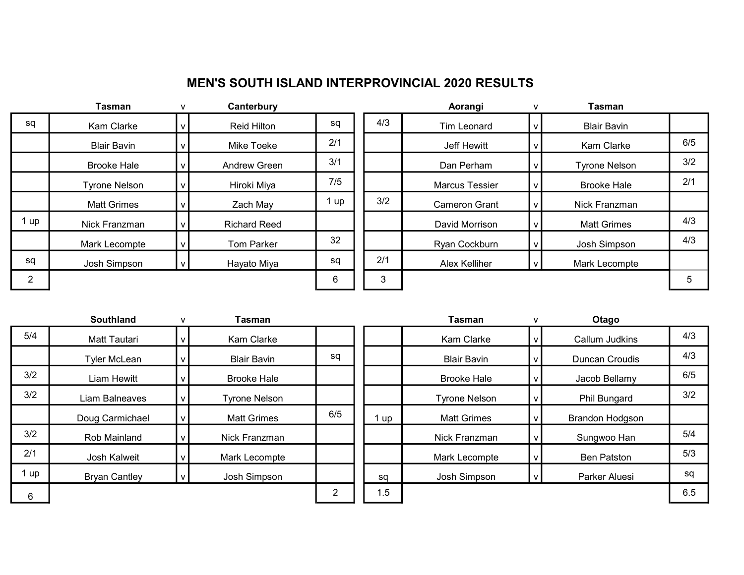# MEN'S SOUTH ISLAND INTERPROVINCIAL 2020 RESULTS

| | Tasman | v | Canterbury | |
|---|---|---|---|---|
| sq | Kam Clarke | v | Reid Hilton | sq |
| | Blair Bavin | v | Mike Toeke | 2/1 |
| | Brooke Hale | v | Andrew Green | 3/1 |
| | Tyrone Nelson | v | Hiroki Miya | 7/5 |
| | Matt Grimes | v | Zach May | 1 up |
| 1 up | Nick Franzman | v | Richard Reed | |
| | Mark Lecompte | v | Tom Parker | 32 |
| sq | Josh Simpson | v | Hayato Miya | sq |
| 2 | | | | 6 |

| | Aorangi | v | Tasman | |
|---|---|---|---|---|
| 4/3 | Tim Leonard | v | Blair Bavin | |
| | Jeff Hewitt | v | Kam Clarke | 6/5 |
| | Dan Perham | v | Tyrone Nelson | 3/2 |
| | Marcus Tessier | v | Brooke Hale | 2/1 |
| 3/2 | Cameron Grant | v | Nick Franzman | |
| | David Morrison | v | Matt Grimes | 4/3 |
| | Ryan Cockburn | v | Josh Simpson | 4/3 |
| 2/1 | Alex Kelliher | v | Mark Lecompte | |
| 3 | | | | 5 |

| | Southland | v | Tasman | |
|---|---|---|---|---|
| 5/4 | Matt Tautari | v | Kam Clarke | |
| | Tyler McLean | v | Blair Bavin | sq |
| 3/2 | Liam Hewitt | v | Brooke Hale | |
| 3/2 | Liam Balneaves | v | Tyrone Nelson | |
| | Doug Carmichael | v | Matt Grimes | 6/5 |
| 3/2 | Rob Mainland | v | Nick Franzman | |
| 2/1 | Josh Kalweit | v | Mark Lecompte | |
| 1 up | Bryan Cantley | v | Josh Simpson | |
| 6 | | | | 2 |

| | Tasman | v | Otago | |
|---|---|---|---|---|
| | Kam Clarke | v | Callum Judkins | 4/3 |
| | Blair Bavin | v | Duncan Croudis | 4/3 |
| | Brooke Hale | v | Jacob Bellamy | 6/5 |
| | Tyrone Nelson | v | Phil Bungard | 3/2 |
| 1 up | Matt Grimes | v | Brandon Hodgson | |
| | Nick Franzman | v | Sungwoo Han | 5/4 |
| | Mark Lecompte | v | Ben Patston | 5/3 |
| sq | Josh Simpson | v | Parker Aluesi | sq |
| 1.5 | | | | 6.5 |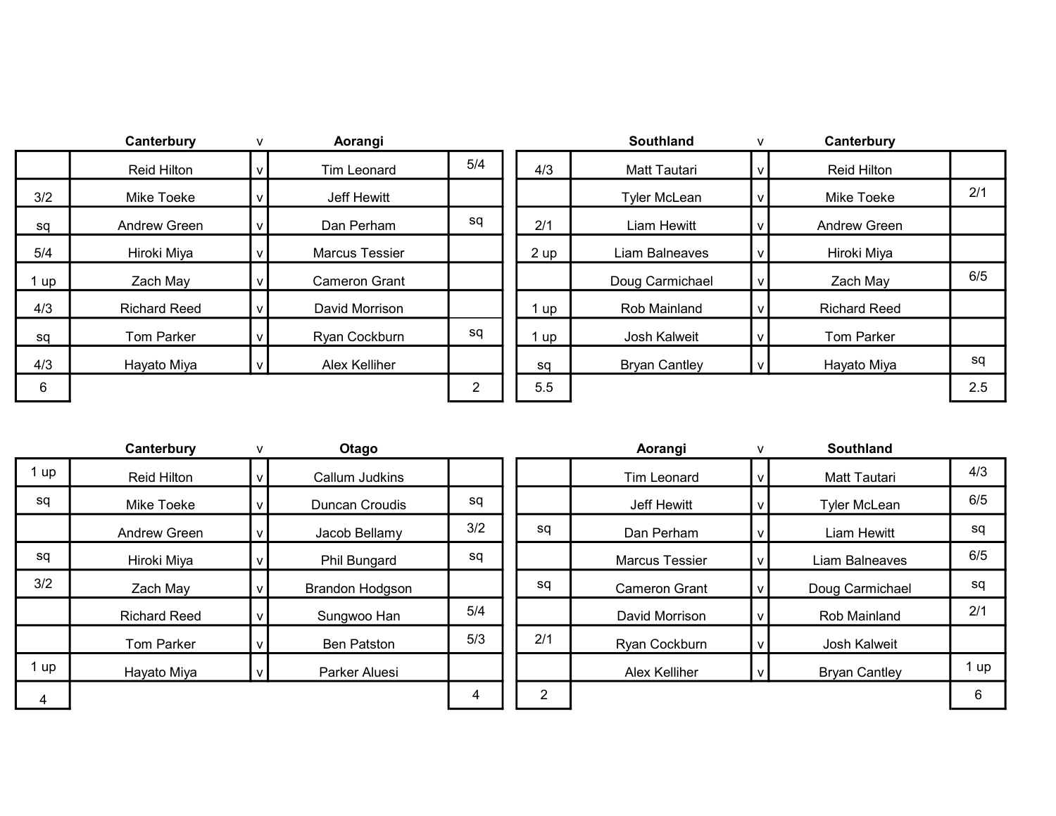| | Canterbury | v | Aorangi | |
|---|---|---|---|---|
| | Reid Hilton | v | Tim Leonard | 5/4 |
| 3/2 | Mike Toeke | v | Jeff Hewitt | |
| sq | Andrew Green | v | Dan Perham | sq |
| 5/4 | Hiroki Miya | v | Marcus Tessier | |
| 1 up | Zach May | v | Cameron Grant | |
| 4/3 | Richard Reed | v | David Morrison | |
| sq | Tom Parker | v | Ryan Cockburn | sq |
| 4/3 | Hayato Miya | v | Alex Kelliher | |
| 6 | | | | 2 |

| | Southland | v | Canterbury | |
|---|---|---|---|---|
| 4/3 | Matt Tautari | v | Reid Hilton | |
| | Tyler McLean | v | Mike Toeke | 2/1 |
| 2/1 | Liam Hewitt | v | Andrew Green | |
| 2 up | Liam Balneaves | v | Hiroki Miya | |
| | Doug Carmichael | v | Zach May | 6/5 |
| 1 up | Rob Mainland | v | Richard Reed | |
| 1 up | Josh Kalweit | v | Tom Parker | |
| sq | Bryan Cantley | v | Hayato Miya | sq |
| 5.5 | | | | 2.5 |

| | Canterbury | v | Otago | |
|---|---|---|---|---|
| 1 up | Reid Hilton | v | Callum Judkins | |
| sq | Mike Toeke | v | Duncan Croudis | sq |
| | Andrew Green | v | Jacob Bellamy | 3/2 |
| sq | Hiroki Miya | v | Phil Bungard | sq |
| 3/2 | Zach May | v | Brandon Hodgson | |
| | Richard Reed | v | Sungwoo Han | 5/4 |
| | Tom Parker | v | Ben Patston | 5/3 |
| 1 up | Hayato Miya | v | Parker Aluesi | |
| 4 | | | | 4 |

| | Aorangi | v | Southland | |
|---|---|---|---|---|
| | Tim Leonard | v | Matt Tautari | 4/3 |
| | Jeff Hewitt | v | Tyler McLean | 6/5 |
| sq | Dan Perham | v | Liam Hewitt | sq |
| | Marcus Tessier | v | Liam Balneaves | 6/5 |
| sq | Cameron Grant | v | Doug Carmichael | sq |
| | David Morrison | v | Rob Mainland | 2/1 |
| 2/1 | Ryan Cockburn | v | Josh Kalweit | |
| | Alex Kelliher | v | Bryan Cantley | 1 up |
| 2 | | | | 6 |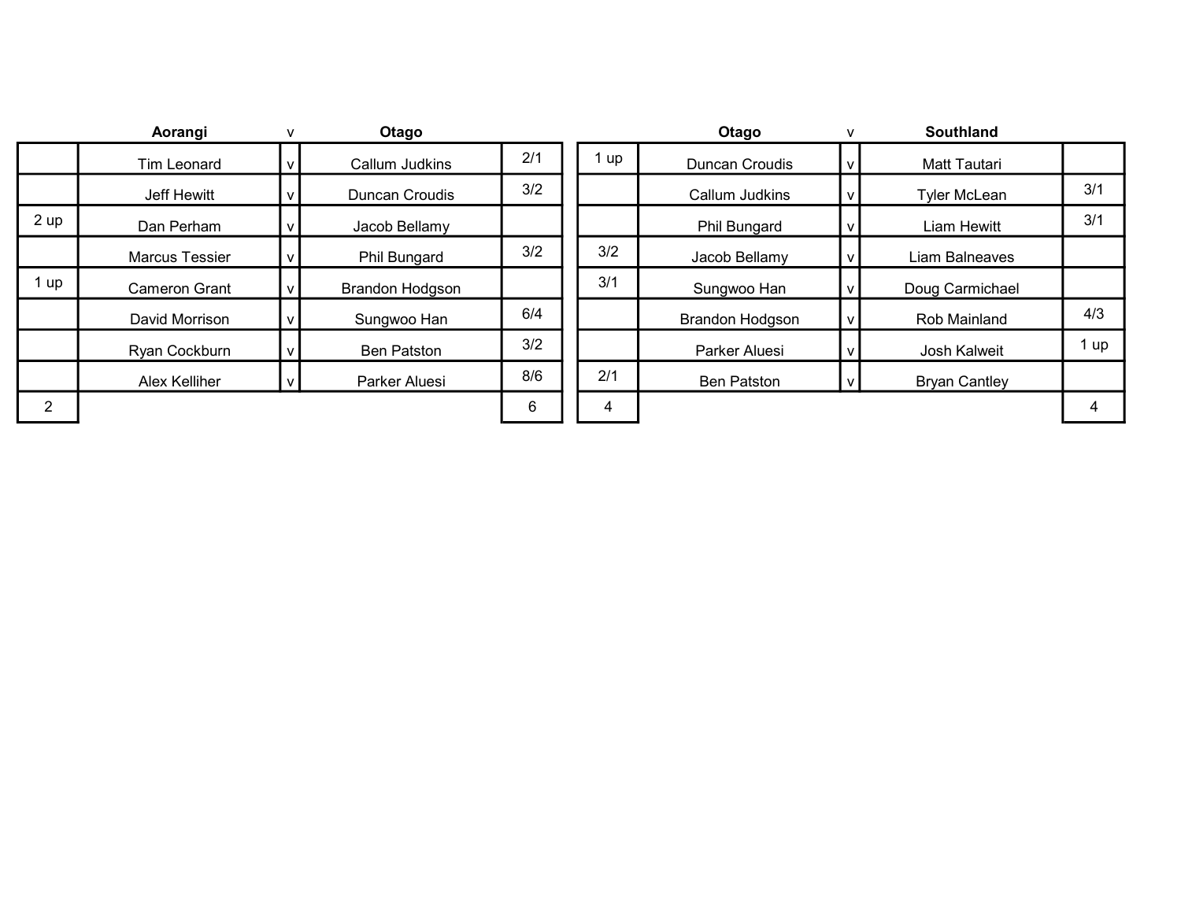| | Aorangi | v | Otago | |
|---|---|---|---|---|
| | Tim Leonard | v | Callum Judkins | 2/1 |
| | Jeff Hewitt | v | Duncan Croudis | 3/2 |
| 2 up | Dan Perham | v | Jacob Bellamy | |
| | Marcus Tessier | v | Phil Bungard | 3/2 |
| 1 up | Cameron Grant | v | Brandon Hodgson | |
| | David Morrison | v | Sungwoo Han | 6/4 |
| | Ryan Cockburn | v | Ben Patston | 3/2 |
| | Alex Kelliher | v | Parker Aluesi | 8/6 |
| 2 | | | | 6 |

| | Otago | v | Southland | |
|---|---|---|---|---|
| 1 up | Duncan Croudis | v | Matt Tautari | |
| | Callum Judkins | v | Tyler McLean | 3/1 |
| | Phil Bungard | v | Liam Hewitt | 3/1 |
| 3/2 | Jacob Bellamy | v | Liam Balneaves | |
| 3/1 | Sungwoo Han | v | Doug Carmichael | |
| | Brandon Hodgson | v | Rob Mainland | 4/3 |
| | Parker Aluesi | v | Josh Kalweit | 1 up |
| 2/1 | Ben Patston | v | Bryan Cantley | |
| 4 | | | | 4 |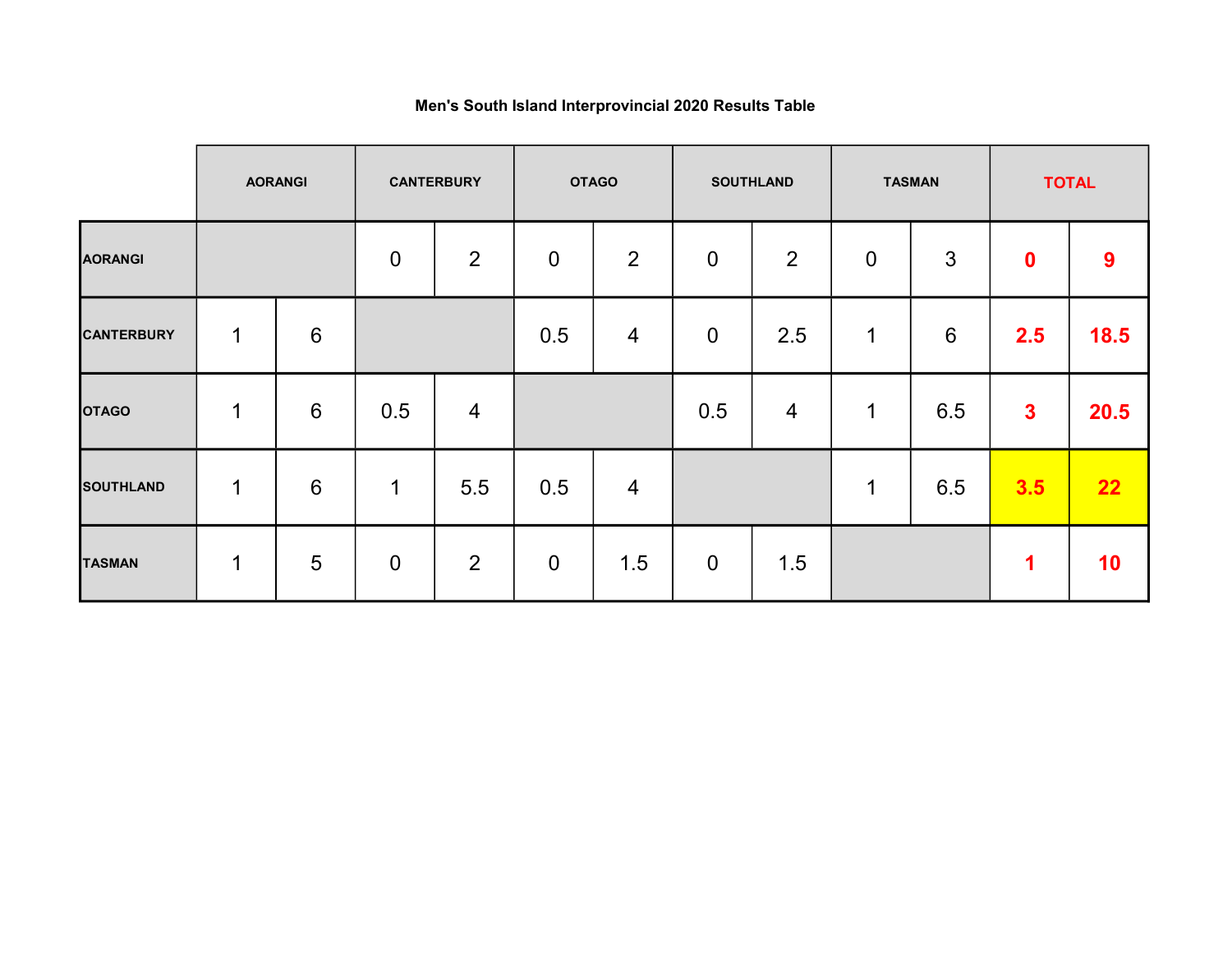**Men's South Island Interprovincial 2020 Results Table**

| | AORANGI | | CANTERBURY | | OTAGO | | SOUTHLAND | | TASMAN | | TOTAL | |
|---|---|---|---|---|---|---|---|---|---|---|---|---|
| AORANGI | | | 0 | 2 | 0 | 2 | 0 | 2 | 0 | 3 | 0 | 9 |
| CANTERBURY | 1 | 6 | | | 0.5 | 4 | 0 | 2.5 | 1 | 6 | 2.5 | 18.5 |
| OTAGO | 1 | 6 | 0.5 | 4 | | | 0.5 | 4 | 1 | 6.5 | 3 | 20.5 |
| SOUTHLAND | 1 | 6 | 1 | 5.5 | 0.5 | 4 | | | 1 | 6.5 | 3.5 | 22 |
| TASMAN | 1 | 5 | 0 | 2 | 0 | 1.5 | 0 | 1.5 | | | 1 | 10 |